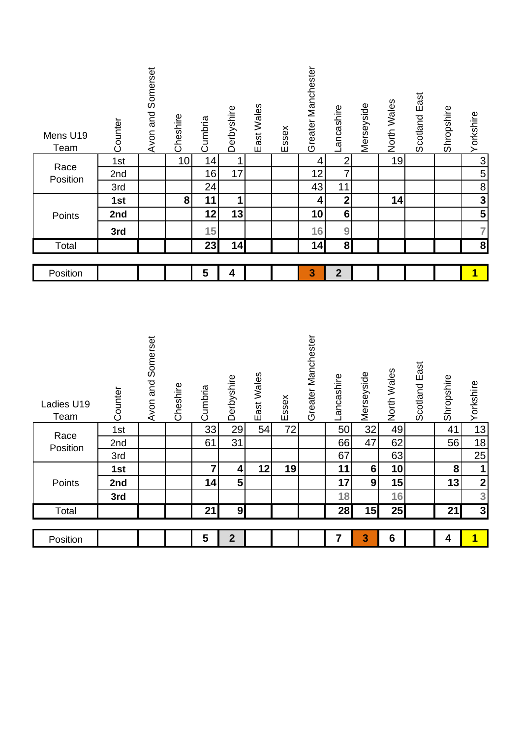| Mens U19 Team | Counter | Avon and Somerset | Cheshire | Cumbria | Derbyshire | East Wales | Essex | Greater Manchester | Lancashire | Merseyside | North Wales | Scotland East | Shropshire | Yorkshire |
|---|---|---|---|---|---|---|---|---|---|---|---|---|---|---|
| Race Position | 1st | | 10 | 14 | 1 | | | 4 | 2 | | 19 | | | 3 |
| | 2nd | | | 16 | 17 | | | 12 | 7 | | | | | 5 |
| | 3rd | | | 24 | | | | 43 | 11 | | | | | 8 |
| Points | **1st** | | **8** | **11** | **1** | | | **4** | **2** | | **14** | | | **3** |
| | **2nd** | | | **12** | **13** | | | **10** | **6** | | | | | **5** |
| | **3rd** | | | **15** | | | | **16** | **9** | | | | | **7** |
| Total | | | | **23** | **14** | | | **14** | **8** | | | | | **8** |
| Position | | | | **5** | **4** | | | **3** | **2** | | | | | **1** |

| Ladies U19 Team | Counter | Avon and Somerset | Cheshire | Cumbria | Derbyshire | East Wales | Essex | Greater Manchester | Lancashire | Merseyside | North Wales | Scotland East | Shropshire | Yorkshire |
|---|---|---|---|---|---|---|---|---|---|---|---|---|---|---|
| Race Position | 1st | | | 33 | 29 | 54 | 72 | | 50 | 32 | 49 | | 41 | 13 |
| | 2nd | | | 61 | 31 | | | | 66 | 47 | 62 | | 56 | 18 |
| | 3rd | | | | | | | | 67 | | 63 | | | 25 |
| Points | **1st** | | | **7** | **4** | **12** | **19** | | **11** | **6** | **10** | | **8** | **1** |
| | **2nd** | | | **14** | **5** | | | | **17** | **9** | **15** | | **13** | **2** |
| | **3rd** | | | | | | | | **18** | | **16** | | | **3** |
| Total | | | | **21** | **9** | | | | **28** | **15** | **25** | | **21** | **3** |
| Position | | | | **5** | **2** | | | | **7** | **3** | **6** | | **4** | **1** |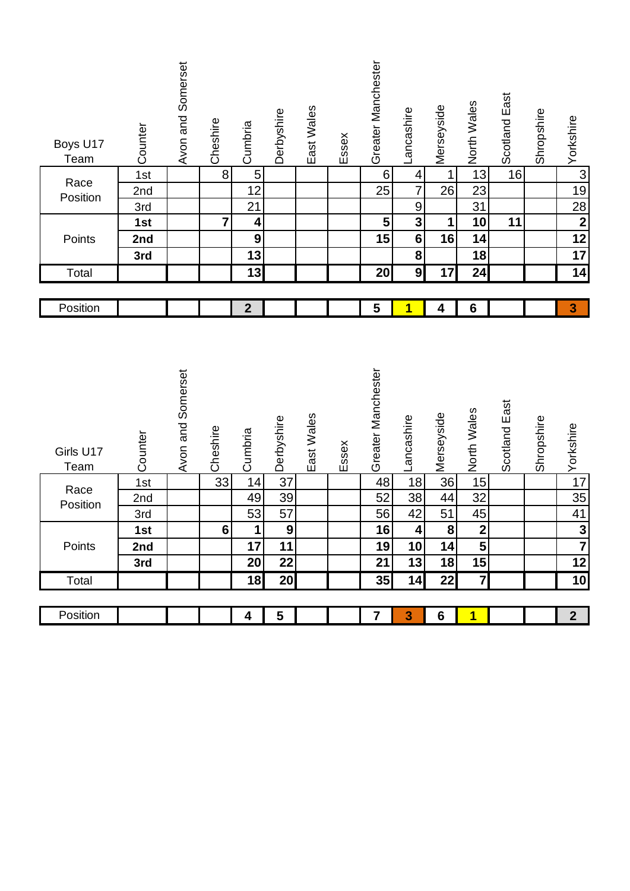| Boys U17 Team | Counter | Avon and Somerset | Cheshire | Cumbria | Derbyshire | East Wales | Essex | Greater Manchester | Lancashire | Merseyside | North Wales | Scotland East | Shropshire | Yorkshire |
|---|---|---|---|---|---|---|---|---|---|---|---|---|---|---|
| Race Position | 1st | | 8 | 5 | | | | 6 | 4 | 1 | 13 | 16 | | 3 |
| | 2nd | | | 12 | | | | 25 | 7 | 26 | 23 | | | 19 |
| | 3rd | | | 21 | | | | | 9 | | 31 | | | 28 |
| Points | **1st** | | **7** | **4** | | | | **5** | **3** | **1** | **10** | **11** | | **2** |
| | **2nd** | | | **9** | | | | **15** | **6** | **16** | **14** | | | **12** |
| | **3rd** | | | **13** | | | | | **8** | | **18** | | | **17** |
| Total | | | | **13** | | | | **20** | **9** | **17** | **24** | | | **14** |
| Position | | | | **2** | | | | **5** | **1** | **4** | **6** | | | **3** |

| Girls U17 Team | Counter | Avon and Somerset | Cheshire | Cumbria | Derbyshire | East Wales | Essex | Greater Manchester | Lancashire | Merseyside | North Wales | Scotland East | Shropshire | Yorkshire |
|---|---|---|---|---|---|---|---|---|---|---|---|---|---|---|
| Race Position | 1st | | 33 | 14 | 37 | | | 48 | 18 | 36 | 15 | | | 17 |
| | 2nd | | | 49 | 39 | | | 52 | 38 | 44 | 32 | | | 35 |
| | 3rd | | | 53 | 57 | | | 56 | 42 | 51 | 45 | | | 41 |
| Points | **1st** | | **6** | **1** | **9** | | | **16** | **4** | **8** | **2** | | | **3** |
| | **2nd** | | | **17** | **11** | | | **19** | **10** | **14** | **5** | | | **7** |
| | **3rd** | | | **20** | **22** | | | **21** | **13** | **18** | **15** | | | **12** |
| Total | | | | **18** | **20** | | | **35** | **14** | **22** | **7** | | | **10** |
| Position | | | | **4** | **5** | | | **7** | **3** | **6** | **1** | | | **2** |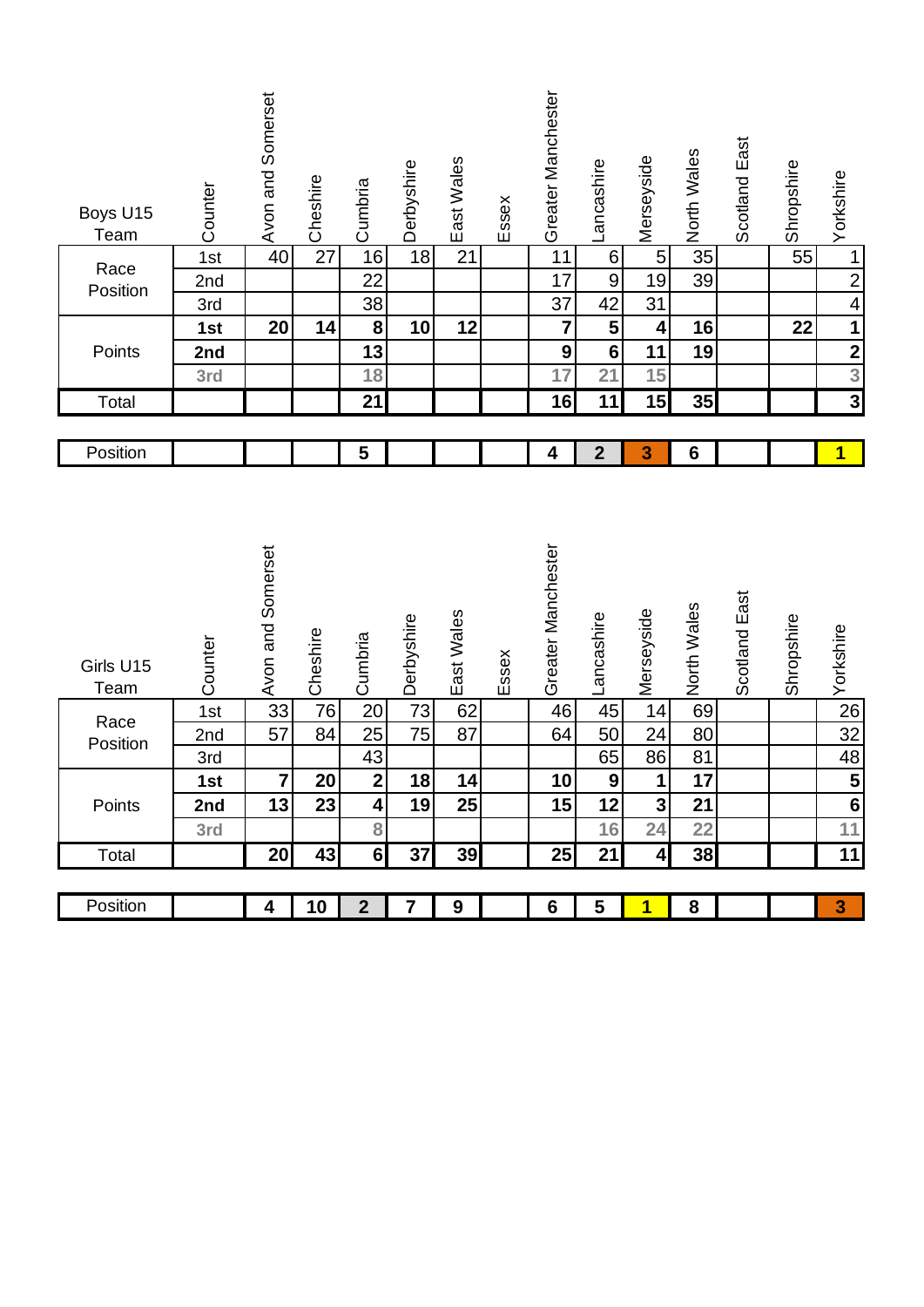| Boys U15 Team | | Counter | Avon and Somerset | Cheshire | Cumbria | Derbyshire | East Wales | Essex | Greater Manchester | Lancashire | Merseyside | North Wales | Scotland East | Shropshire | Yorkshire |
|---|---|---|---|---|---|---|---|---|---|---|---|---|---|---|---|
| Race Position | | 1st | 40 | 27 | 16 | 18 | 21 | | 11 | 6 | 5 | 35 | | 55 | 1 |
| | | 2nd | | | 22 | | | | 17 | 9 | 19 | 39 | | | 2 |
| | | 3rd | | | 38 | | | | 37 | 42 | 31 | | | | 4 |
| Points | | **1st** | **20** | **14** | **8** | **10** | **12** | | **7** | **5** | **4** | **16** | | **22** | **1** |
| | | **2nd** | | | **13** | | | | **9** | **6** | **11** | **19** | | | **2** |
| | | **3rd** | | | **18** | | | | **17** | **21** | **15** | | | | **3** |
| Total | | | | | **21** | | | | **16** | **11** | **15** | **35** | | | **3** |
| Position | | | | | **5** | | | | **4** | **2** | **3** | **6** | | | **1** |

| Girls U15 Team | | Counter | Avon and Somerset | Cheshire | Cumbria | Derbyshire | East Wales | Essex | Greater Manchester | Lancashire | Merseyside | North Wales | Scotland East | Shropshire | Yorkshire |
|---|---|---|---|---|---|---|---|---|---|---|---|---|---|---|---|
| Race Position | | 1st | 33 | 76 | 20 | 73 | 62 | | 46 | 45 | 14 | 69 | | | 26 |
| | | 2nd | 57 | 84 | 25 | 75 | 87 | | 64 | 50 | 24 | 80 | | | 32 |
| | | 3rd | | | 43 | | | | | 65 | 86 | 81 | | | 48 |
| Points | | **1st** | **7** | **20** | **2** | **18** | **14** | | **10** | **9** | **1** | **17** | | | **5** |
| | | **2nd** | **13** | **23** | **4** | **19** | **25** | | **15** | **12** | **3** | **21** | | | **6** |
| | | **3rd** | | | **8** | | | | | **16** | **24** | **22** | | | **11** |
| Total | | | **20** | **43** | **6** | **37** | **39** | | **25** | **21** | **4** | **38** | | | **11** |
| Position | | | **4** | **10** | **2** | **7** | **9** | | **6** | **5** | **1** | **8** | | | **3** |